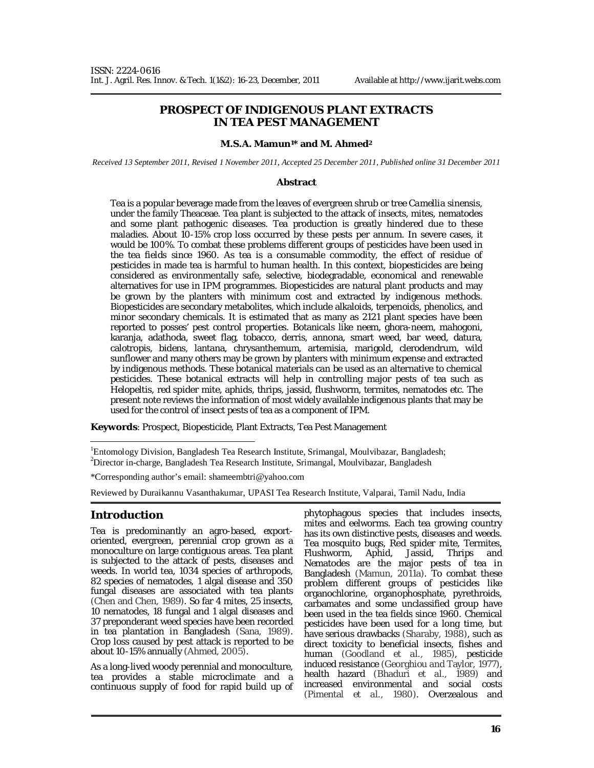ISSN: 2224-0616
Int. J. Agril. Res. Innov. & Tech. 1(1&2): 16-23, December, 2011 Available at http://www.ijarit.webs.com

# PROSPECT OF INDIGENOUS PLANT EXTRACTS IN TEA PEST MANAGEMENT

**M.S.A. Mamun[1]* and M. Ahmed[2]**

*Received 13 September 2011, Revised 1 November 2011, Accepted 25 December 2011, Published online 31 December 2011*

## Abstract

Tea is a popular beverage made from the leaves of evergreen shrub or tree *Camellia sinensis*, under the family Theaceae. Tea plant is subjected to the attack of insects, mites, nematodes and some plant pathogenic diseases. Tea production is greatly hindered due to these maladies. About 10-15% crop loss occurred by these pests per annum. In severe cases, it would be 100%. To combat these problems different groups of pesticides have been used in the tea fields since 1960. As tea is a consumable commodity, the effect of residue of pesticides in made tea is harmful to human health. In this context, biopesticides are being considered as environmentally safe, selective, biodegradable, economical and renewable alternatives for use in IPM programmes. Biopesticides are natural plant products and may be grown by the planters with minimum cost and extracted by indigenous methods. Biopesticides are secondary metabolites, which include alkaloids, terpenoids, phenolics, and minor secondary chemicals. It is estimated that as many as 2121 plant species have been reported to posses' pest control properties. Botanicals like neem, ghora-neem, mahogoni, karanja, adathoda, sweet flag, tobacco, derris, annona, smart weed, bar weed, datura, calotropis, bidens, lantana, chrysanthemum, artemisia, marigold, clerodendrum, wild sunflower and many others may be grown by planters with minimum expense and extracted by indigenous methods. These botanical materials can be used as an alternative to chemical pesticides. These botanical extracts will help in controlling major pests of tea such as Helopeltis, red spider mite, aphids, thrips, jassid, flushworm, termites, nematodes etc. The present note reviews the information of most widely available indigenous plants that may be used for the control of insect pests of tea as a component of IPM.

**Keywords**: Prospect, Biopesticide, Plant Extracts, Tea Pest Management

[1]Entomology Division, Bangladesh Tea Research Institute, Srimangal, Moulvibazar, Bangladesh;
[2]Director in-charge, Bangladesh Tea Research Institute, Srimangal, Moulvibazar, Bangladesh

*Corresponding author's email: shameembtri@yahoo.com

Reviewed by Duraikannu Vasanthakumar, UPASI Tea Research Institute, Valparai, Tamil Nadu, India

## Introduction

Tea is predominantly an agro-based, export-oriented, evergreen, perennial crop grown as a monoculture on large contiguous areas. Tea plant is subjected to the attack of pests, diseases and weeds. In world tea, 1034 species of arthropods, 82 species of nematodes, 1 algal disease and 350 fungal diseases are associated with tea plants (Chen and Chen, 1989). So far 4 mites, 25 insects, 10 nematodes, 18 fungal and 1 algal diseases and 37 preponderant weed species have been recorded in tea plantation in Bangladesh (Sana, 1989). Crop loss caused by pest attack is reported to be about 10-15% annually (Ahmed, 2005).

As a long-lived woody perennial and monoculture, tea provides a stable microclimate and a continuous supply of food for rapid build up of phytophagous species that includes insects, mites and eelworms. Each tea growing country has its own distinctive pests, diseases and weeds. Tea mosquito bugs, Red spider mite, Termites, Flushworm, Aphid, Jassid, Thrips and Nematodes are the major pests of tea in Bangladesh (Mamun, 2011a). To combat these problem different groups of pesticides like organochlorine, organophosphate, pyrethroids, carbamates and some unclassified group have been used in the tea fields since 1960. Chemical pesticides have been used for a long time, but have serious drawbacks (Sharaby, 1988), such as direct toxicity to beneficial insects, fishes and human (Goodland et al., 1985), pesticide induced resistance (Georghiou and Taylor, 1977), health hazard (Bhaduri et al., 1989) and increased environmental and social costs (Pimental et al., 1980). Overzealous and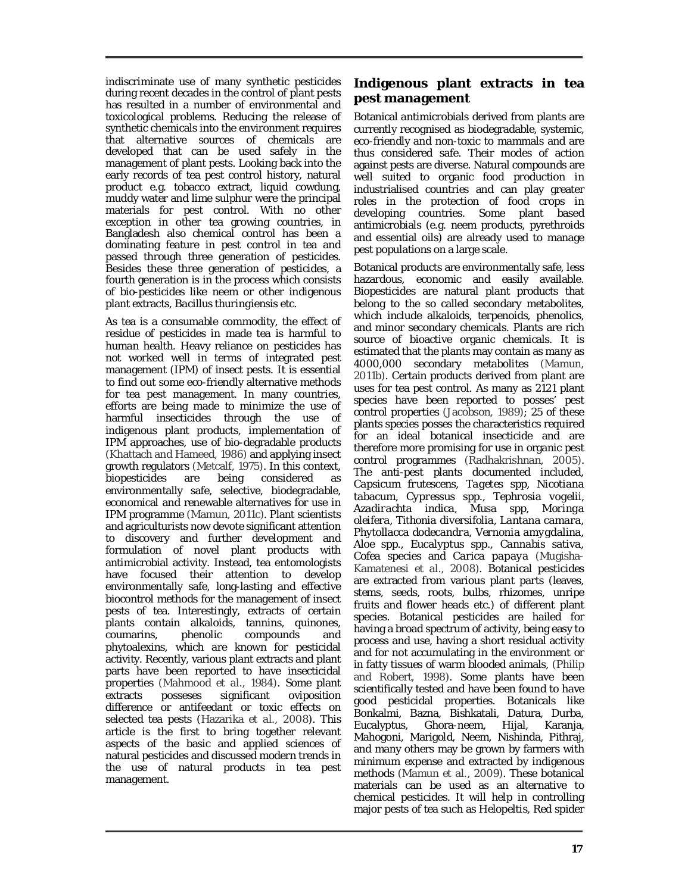indiscriminate use of many synthetic pesticides during recent decades in the control of plant pests has resulted in a number of environmental and toxicological problems. Reducing the release of synthetic chemicals into the environment requires that alternative sources of chemicals are developed that can be used safely in the management of plant pests. Looking back into the early records of tea pest control history, natural product e.g. tobacco extract, liquid cowdung, muddy water and lime sulphur were the principal materials for pest control. With no other exception in other tea growing countries, in Bangladesh also chemical control has been a dominating feature in pest control in tea and passed through three generation of pesticides. Besides these three generation of pesticides, a fourth generation is in the process which consists of bio-pesticides like neem or other indigenous plant extracts, *Bacillus thuringiensis* etc.

As tea is a consumable commodity, the effect of residue of pesticides in made tea is harmful to human health. Heavy reliance on pesticides has not worked well in terms of integrated pest management (IPM) of insect pests. It is essential to find out some eco-friendly alternative methods for tea pest management. In many countries, efforts are being made to minimize the use of harmful insecticides through the use of indigenous plant products, implementation of IPM approaches, use of bio-degradable products (Khattach and Hameed, 1986) and applying insect growth regulators (Metcalf, 1975). In this context, biopesticides are being considered as environmentally safe, selective, biodegradable, economical and renewable alternatives for use in IPM programme (Mamun, 2011c). Plant scientists and agriculturists now devote significant attention to discovery and further development and formulation of novel plant products with antimicrobial activity. Instead, tea entomologists have focused their attention to develop environmentally safe, long-lasting and effective biocontrol methods for the management of insect pests of tea. Interestingly, extracts of certain plants contain alkaloids, tannins, quinones, coumarins, phenolic compounds and phytoalexins, which are known for pesticidal activity. Recently, various plant extracts and plant parts have been reported to have insecticidal properties (Mahmood et al., 1984). Some plant extracts posseses significant oviposition difference or antifeedant or toxic effects on selected tea pests (Hazarika et al., 2008). This article is the first to bring together relevant aspects of the basic and applied sciences of natural pesticides and discussed modern trends in the use of natural products in tea pest management.

## Indigenous plant extracts in tea pest management

Botanical antimicrobials derived from plants are currently recognised as biodegradable, systemic, eco-friendly and non-toxic to mammals and are thus considered safe. Their modes of action against pests are diverse. Natural compounds are well suited to organic food production in industrialised countries and can play greater roles in the protection of food crops in developing countries. Some plant based antimicrobials (e.g. neem products, pyrethroids and essential oils) are already used to manage pest populations on a large scale.

Botanical products are environmentally safe, less hazardous, economic and easily available. Biopesticides are natural plant products that belong to the so called secondary metabolites, which include alkaloids, terpenoids, phenolics, and minor secondary chemicals. Plants are rich source of bioactive organic chemicals. It is estimated that the plants may contain as many as 4000,000 secondary metabolites (Mamun, 2011b). Certain products derived from plant are uses for tea pest control. As many as 2121 plant species have been reported to posses' pest control properties (Jacobson, 1989); 25 of these plants species posses the characteristics required for an ideal botanical insecticide and are therefore more promising for use in organic pest control programmes (Radhakrishnan, 2005). The anti-pest plants documented included, *Capsicum frutescens*, *Tagetes* spp, *Nicotiana tabacum*, *Cypressus* spp., *Tephrosia vogelii*, *Azadirachta indica*, *Musa* spp, *Moringa oleifera*, *Tithonia diversifolia*, *Lantana camara*, *Phytollacca dodecandra*, *Vernonia amygdalina*, *Aloe* spp., *Eucalyptus* spp., *Cannabis sativa*, *Cofea* species and *Carica papaya* (Mugisha-Kamatenesi et al., 2008). Botanical pesticides are extracted from various plant parts (leaves, stems, seeds, roots, bulbs, rhizomes, unripe fruits and flower heads etc.) of different plant species. Botanical pesticides are hailed for having a broad spectrum of activity, being easy to process and use, having a short residual activity and for not accumulating in the environment or in fatty tissues of warm blooded animals, (Philip and Robert, 1998). Some plants have been scientifically tested and have been found to have good pesticidal properties. Botanicals like Bonkalmi, Bazna, Bishkatali, Datura, Durba, Eucalyptus, Ghora-neem, Hijal, Karanja, Mahogoni, Marigold, Neem, Nishinda, Pithraj, and many others may be grown by farmers with minimum expense and extracted by indigenous methods (Mamun et al., 2009). These botanical materials can be used as an alternative to chemical pesticides. It will help in controlling major pests of tea such as *Helopeltis*, Red spider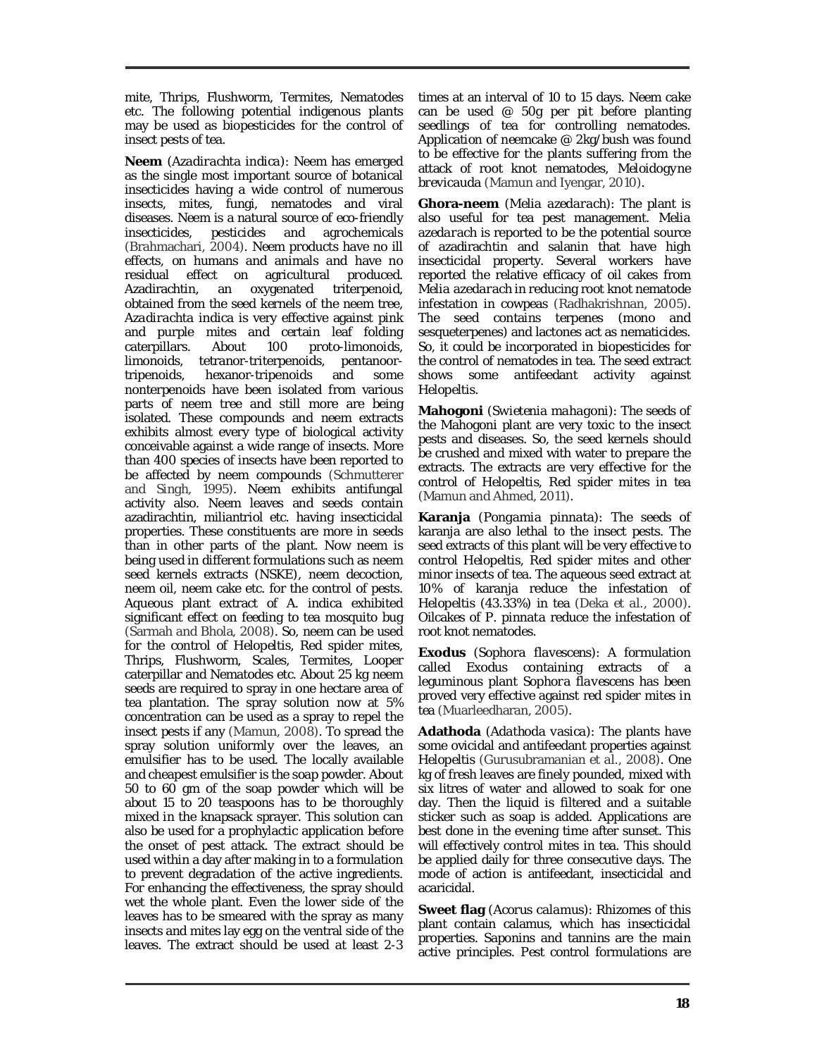mite, Thrips, Flushworm, Termites, Nematodes etc. The following potential indigenous plants may be used as biopesticides for the control of insect pests of tea.

**Neem** (*Azadirachta indica*): Neem has emerged as the single most important source of botanical insecticides having a wide control of numerous insects, mites, fungi, nematodes and viral diseases. Neem is a natural source of eco-friendly insecticides, pesticides and agrochemicals (Brahmachari, 2004). Neem products have no ill effects, on humans and animals and have no residual effect on agricultural produced. Azadirachtin, an oxygenated triterpenoid, obtained from the seed kernels of the neem tree, *Azadirachta indica* is very effective against pink and purple mites and certain leaf folding caterpillars. About 100 proto-limonoids, limonoids, tetranor-triterpenoids, pentanoor-tripenoids, hexanor-tripenoids and some nonterpenoids have been isolated from various parts of neem tree and still more are being isolated. These compounds and neem extracts exhibits almost every type of biological activity conceivable against a wide range of insects. More than 400 species of insects have been reported to be affected by neem compounds (Schmutterer and Singh, 1995). Neem exhibits antifungal activity also. Neem leaves and seeds contain azadirachtin, miliantriol etc. having insecticidal properties. These constituents are more in seeds than in other parts of the plant. Now neem is being used in different formulations such as neem seed kernels extracts (NSKE), neem decoction, neem oil, neem cake etc. for the control of pests. Aqueous plant extract of *A. indica* exhibited significant effect on feeding to tea mosquito bug (Sarmah and Bhola, 2008). So, neem can be used for the control of *Helopeltis*, Red spider mites, Thrips, Flushworm, Scales, Termites, Looper caterpillar and Nematodes etc. About 25 kg neem seeds are required to spray in one hectare area of tea plantation. The spray solution now at 5% concentration can be used as a spray to repel the insect pests if any (Mamun, 2008). To spread the spray solution uniformly over the leaves, an emulsifier has to be used. The locally available and cheapest emulsifier is the soap powder. About 50 to 60 gm of the soap powder which will be about 15 to 20 teaspoons has to be thoroughly mixed in the knapsack sprayer. This solution can also be used for a prophylactic application before the onset of pest attack. The extract should be used within a day after making in to a formulation to prevent degradation of the active ingredients. For enhancing the effectiveness, the spray should wet the whole plant. Even the lower side of the leaves has to be smeared with the spray as many insects and mites lay egg on the ventral side of the leaves. The extract should be used at least 2-3 times at an interval of 10 to 15 days. Neem cake can be used @ 50g per pit before planting seedlings of tea for controlling nematodes. Application of neemcake @ 2kg/bush was found to be effective for the plants suffering from the attack of root knot nematodes, *Meloidogyne brevicauda* (Mamun and Iyengar, 2010).

**Ghora-neem** (*Melia azedarach*): The plant is also useful for tea pest management. *Melia azedarach* is reported to be the potential source of azadirachtin and salanin that have high insecticidal property. Several workers have reported the relative efficacy of oil cakes from *Melia azedarach* in reducing root knot nematode infestation in cowpeas (Radhakrishnan, 2005). The seed contains terpenes (mono and sesqueterpenes) and lactones act as nematicides. So, it could be incorporated in biopesticides for the control of nematodes in tea. The seed extract shows some antifeedant activity against Helopeltis.

**Mahogoni** (*Swietenia mahagoni*): The seeds of the Mahogoni plant are very toxic to the insect pests and diseases. So, the seed kernels should be crushed and mixed with water to prepare the extracts. The extracts are very effective for the control of Helopeltis, Red spider mites in tea (Mamun and Ahmed, 2011).

**Karanja** (*Pongamia pinnata*): The seeds of karanja are also lethal to the insect pests. The seed extracts of this plant will be very effective to control Helopeltis, Red spider mites and other minor insects of tea. The aqueous seed extract at 10% of karanja reduce the infestation of Helopeltis (43.33%) in tea (Deka *et al.*, 2000). Oilcakes of *P. pinnata* reduce the infestation of root knot nematodes.

**Exodus** (*Sophora flavescens*): A formulation called Exodus containing extracts of a leguminous plant *Sophora flavescens* has been proved very effective against red spider mites in tea (Muarleedharan, 2005).

**Adathoda** (*Adathoda vasica*): The plants have some ovicidal and antifeedant properties against Helopeltis (Gurusubramanian *et al.*, 2008). One kg of fresh leaves are finely pounded, mixed with six litres of water and allowed to soak for one day. Then the liquid is filtered and a suitable sticker such as soap is added. Applications are best done in the evening time after sunset. This will effectively control mites in tea. This should be applied daily for three consecutive days. The mode of action is antifeedant, insecticidal and acaricidal.

**Sweet flag** (*Acorus calamus*): Rhizomes of this plant contain calamus, which has insecticidal properties. Saponins and tannins are the main active principles. Pest control formulations are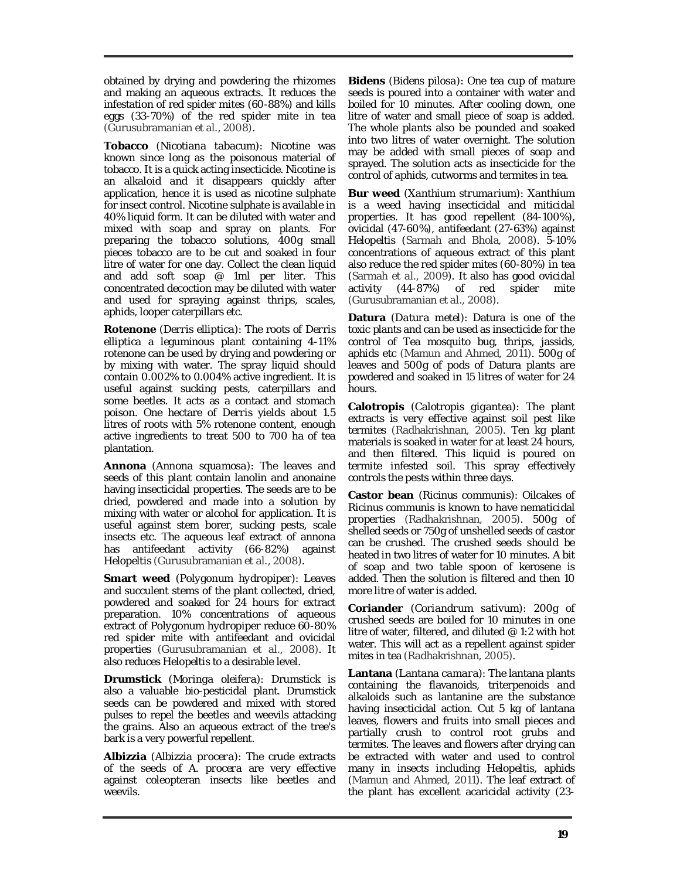obtained by drying and powdering the rhizomes and making an aqueous extracts. It reduces the infestation of red spider mites (60-88%) and kills eggs (33-70%) of the red spider mite in tea (Gurusubramanian et al., 2008).

**Tobacco** (*Nicotiana tabacum*): Nicotine was known since long as the poisonous material of tobacco. It is a quick acting insecticide. Nicotine is an alkaloid and it disappears quickly after application, hence it is used as nicotine sulphate for insect control. Nicotine sulphate is available in 40% liquid form. It can be diluted with water and mixed with soap and spray on plants. For preparing the tobacco solutions, 400g small pieces tobacco are to be cut and soaked in four litre of water for one day. Collect the clean liquid and add soft soap @ 1ml per liter. This concentrated decoction may be diluted with water and used for spraying against thrips, scales, aphids, looper caterpillars etc.

**Rotenone** (*Derris elliptica*): The roots of *Derris elliptica* a leguminous plant containing 4-11% rotenone can be used by drying and powdering or by mixing with water. The spray liquid should contain 0.002% to 0.004% active ingredient. It is useful against sucking pests, caterpillars and some beetles. It acts as a contact and stomach poison. One hectare of Derris yields about 1.5 litres of roots with 5% rotenone content, enough active ingredients to treat 500 to 700 ha of tea plantation.

**Annona** (*Annona squamosa*): The leaves and seeds of this plant contain lanolin and anonaine having insecticidal properties. The seeds are to be dried, powdered and made into a solution by mixing with water or alcohol for application. It is useful against stem borer, sucking pests, scale insects etc. The aqueous leaf extract of annona has antifeedant activity (66-82%) against *Helopeltis* (Gurusubramanian et al., 2008).

**Smart weed** (*Polygonum hydropiper*): Leaves and succulent stems of the plant collected, dried, powdered and soaked for 24 hours for extract preparation. 10% concentrations of aqueous extract of *Polygonum hydropiper* reduce 60-80% red spider mite with antifeedant and ovicidal properties (Gurusubramanian et al., 2008). It also reduces *Helopeltis* to a desirable level.

**Drumstick** (*Moringa oleifera*): Drumstick is also a valuable bio-pesticidal plant. Drumstick seeds can be powdered and mixed with stored pulses to repel the beetles and weevils attacking the grains. Also an aqueous extract of the tree's bark is a very powerful repellent.

**Albizzia** (*Albizzia procera*): The crude extracts of the seeds of *A. procera* are very effective against coleopteran insects like beetles and weevils.

**Bidens** (*Bidens pilosa*): One tea cup of mature seeds is poured into a container with water and boiled for 10 minutes. After cooling down, one litre of water and small piece of soap is added. The whole plants also be pounded and soaked into two litres of water overnight. The solution may be added with small pieces of soap and sprayed. The solution acts as insecticide for the control of aphids, cutworms and termites in tea.

**Bur weed** (*Xanthium strumarium*): Xanthium is a weed having insecticidal and miticidal properties. It has good repellent (84-100%), ovicidal (47-60%), antifeedant (27-63%) against Helopeltis (Sarmah and Bhola, 2008). 5-10% concentrations of aqueous extract of this plant also reduce the red spider mites (60-80%) in tea (Sarmah et al., 2009). It also has good ovicidal activity (44-87%) of red spider mite (Gurusubramanian et al., 2008).

**Datura** (*Datura metel*): Datura is one of the toxic plants and can be used as insecticide for the control of Tea mosquito bug, thrips, jassids, aphids etc (Mamun and Ahmed, 2011). 500g of leaves and 500g of pods of Datura plants are powdered and soaked in 15 litres of water for 24 hours.

**Calotropis** (*Calotropis gigantea*): The plant extracts is very effective against soil pest like termites (Radhakrishnan, 2005). Ten kg plant materials is soaked in water for at least 24 hours, and then filtered. This liquid is poured on termite infested soil. This spray effectively controls the pests within three days.

**Castor bean** (*Ricinus communis*): Oilcakes of Ricinus communis is known to have nematicidal properties (Radhakrishnan, 2005). 500g of shelled seeds or 750g of unshelled seeds of castor can be crushed. The crushed seeds should be heated in two litres of water for 10 minutes. A bit of soap and two table spoon of kerosene is added. Then the solution is filtered and then 10 more litre of water is added.

**Coriander** (*Coriandrum sativum*): 200g of crushed seeds are boiled for 10 minutes in one litre of water, filtered, and diluted @ 1:2 with hot water. This will act as a repellent against spider mites in tea (Radhakrishnan, 2005).

**Lantana** (*Lantana camara*): The lantana plants containing the flavanoids, triterpenoids and alkaloids such as lantanine are the substance having insecticidal action. Cut 5 kg of lantana leaves, flowers and fruits into small pieces and partially crush to control root grubs and termites. The leaves and flowers after drying can be extracted with water and used to control many in insects including Helopeltis, aphids (Mamun and Ahmed, 2011). The leaf extract of the plant has excellent acaricidal activity (23-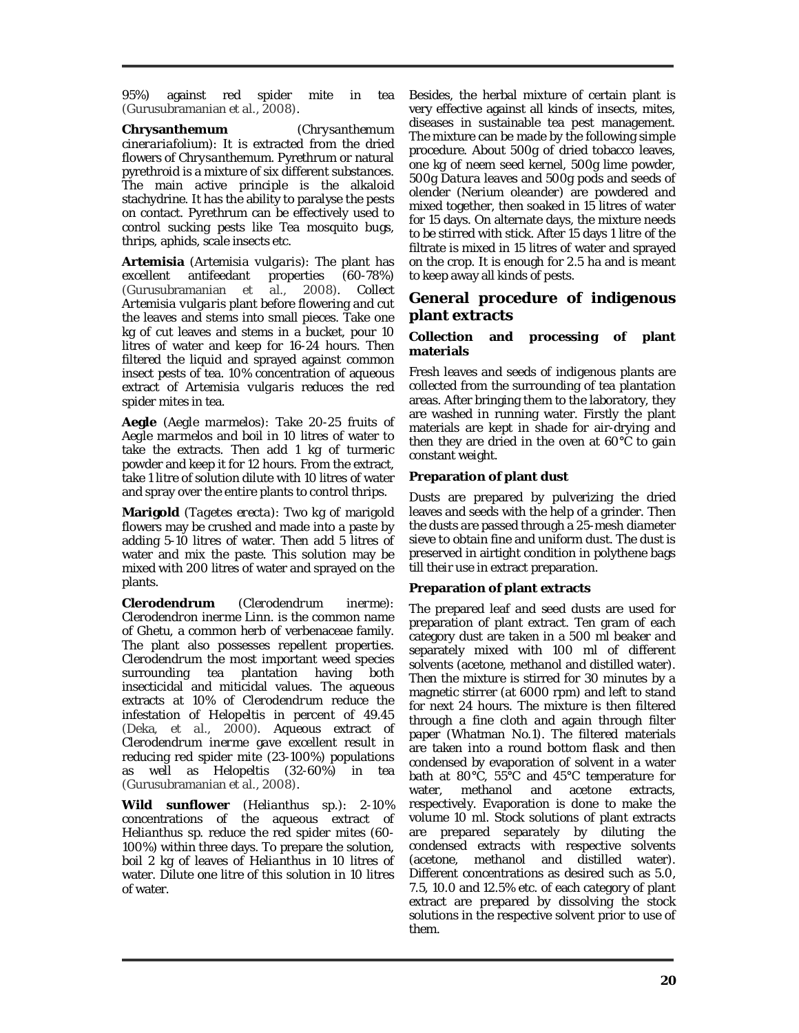95%) against red spider mite in tea (Gurusubramanian et al., 2008).

**Chrysanthemum** (*Chrysanthemum cinerariafolium*): It is extracted from the dried flowers of *Chrysanthemum*. Pyrethrum or natural pyrethroid is a mixture of six different substances. The main active principle is the alkaloid stachydrine. It has the ability to paralyse the pests on contact. Pyrethrum can be effectively used to control sucking pests like Tea mosquito bugs, thrips, aphids, scale insects etc.

**Artemisia** (*Artemisia vulgaris*): The plant has excellent antifeedant properties (60-78%) (Gurusubramanian et al., 2008). Collect *Artemisia vulgaris* plant before flowering and cut the leaves and stems into small pieces. Take one kg of cut leaves and stems in a bucket, pour 10 litres of water and keep for 16-24 hours. Then filtered the liquid and sprayed against common insect pests of tea. 10% concentration of aqueous extract of *Artemisia vulgaris* reduces the red spider mites in tea.

**Aegle** (*Aegle marmelos*): Take 20-25 fruits of *Aegle marmelos* and boil in 10 litres of water to take the extracts. Then add 1 kg of turmeric powder and keep it for 12 hours. From the extract, take 1 litre of solution dilute with 10 litres of water and spray over the entire plants to control thrips.

**Marigold** (*Tagetes erecta*): Two kg of marigold flowers may be crushed and made into a paste by adding 5-10 litres of water. Then add 5 litres of water and mix the paste. This solution may be mixed with 200 litres of water and sprayed on the plants.

**Clerodendrum** (*Clerodendrum inerme*): Clerodendron inerme Linn. is the common name of Ghetu, a common herb of verbenaceae family. The plant also possesses repellent properties. Clerodendrum the most important weed species surrounding tea plantation having both insecticidal and miticidal values. The aqueous extracts at 10% of *Clerodendrum* reduce the infestation of Helopeltis in percent of 49.45 (Deka, et al., 2000). Aqueous extract of *Clerodendrum inerme* gave excellent result in reducing red spider mite (23-100%) populations as well as Helopeltis (32-60%) in tea (Gurusubramanian et al., 2008).

**Wild sunflower** (*Helianthus* sp.): 2-10% concentrations of the aqueous extract of *Helianthus* sp. reduce the red spider mites (60-100%) within three days. To prepare the solution, boil 2 kg of leaves of *Helianthus* in 10 litres of water. Dilute one litre of this solution in 10 litres of water.

Besides, the herbal mixture of certain plant is very effective against all kinds of insects, mites, diseases in sustainable tea pest management. The mixture can be made by the following simple procedure. About 500g of dried tobacco leaves, one kg of neem seed kernel, 500g lime powder, 500g *Datura* leaves and 500g pods and seeds of olender (Nerium oleander) are powdered and mixed together, then soaked in 15 litres of water for 15 days. On alternate days, the mixture needs to be stirred with stick. After 15 days 1 litre of the filtrate is mixed in 15 litres of water and sprayed on the crop. It is enough for 2.5 ha and is meant to keep away all kinds of pests.

## General procedure of indigenous plant extracts

### Collection and processing of plant materials

Fresh leaves and seeds of indigenous plants are collected from the surrounding of tea plantation areas. After bringing them to the laboratory, they are washed in running water. Firstly the plant materials are kept in shade for air-drying and then they are dried in the oven at 60°C to gain constant weight.

### Preparation of plant dust

Dusts are prepared by pulverizing the dried leaves and seeds with the help of a grinder. Then the dusts are passed through a 25-mesh diameter sieve to obtain fine and uniform dust. The dust is preserved in airtight condition in polythene bags till their use in extract preparation.

### Preparation of plant extracts

The prepared leaf and seed dusts are used for preparation of plant extract. Ten gram of each category dust are taken in a 500 ml beaker and separately mixed with 100 ml of different solvents (acetone, methanol and distilled water). Then the mixture is stirred for 30 minutes by a magnetic stirrer (at 6000 rpm) and left to stand for next 24 hours. The mixture is then filtered through a fine cloth and again through filter paper (Whatman No.1). The filtered materials are taken into a round bottom flask and then condensed by evaporation of solvent in a water bath at 80°C, 55°C and 45°C temperature for water, methanol and acetone extracts, respectively. Evaporation is done to make the volume 10 ml. Stock solutions of plant extracts are prepared separately by diluting the condensed extracts with respective solvents (acetone, methanol and distilled water). Different concentrations as desired such as 5.0, 7.5, 10.0 and 12.5% etc. of each category of plant extract are prepared by dissolving the stock solutions in the respective solvent prior to use of them.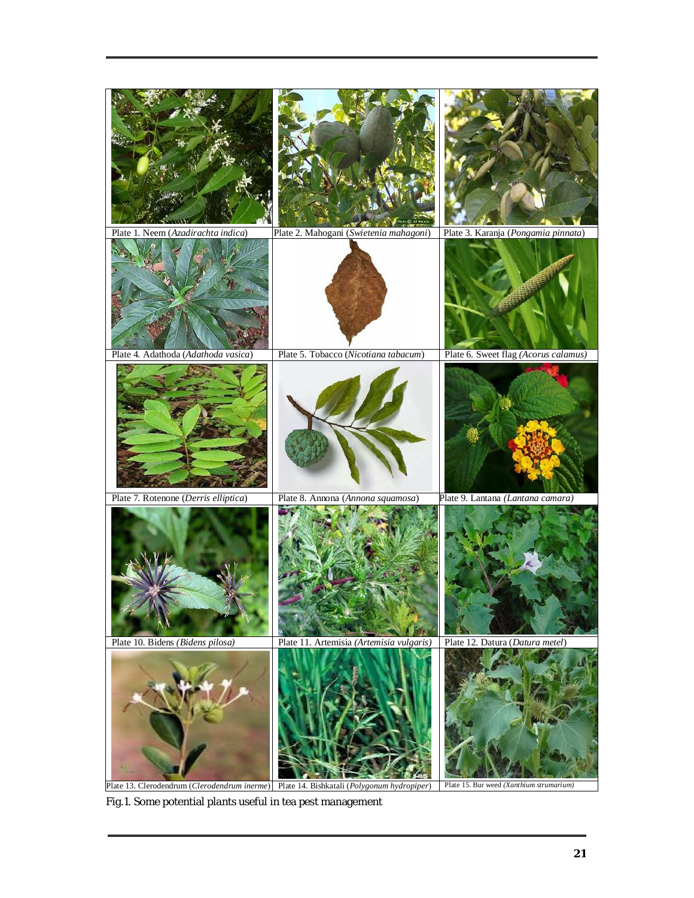Plate 1. Neem (*Azadirachta indica*)

Plate 2. Mahogani (*Swietenia mahagoni*)

Plate 3. Karanja (*Pongamia pinnata*)

Plate 4. Adathoda (*Adathoda vasica*)

Plate 5. Tobacco (*Nicotiana tabacum*)

Plate 6. Sweet flag (*Acorus calamus*)

Plate 7. Rotenone (*Derris elliptica*)

Plate 8. Annona (*Annona squamosa*)

Plate 9. Lantana (*Lantana camara*)

Plate 10. Bidens (*Bidens pilosa*)

Plate 11. Artemisia (*Artemisia vulgaris*)

Plate 12. Datura (*Datura metel*)

Plate 13. Clerodendrum (*Clerodendrum inerme*)

Plate 14. Bishkatali (*Polygonum hydropiper*)

Plate 15. Bur weed (*Xanthium strumarium*)

Fig.1. Some potential plants useful in tea pest management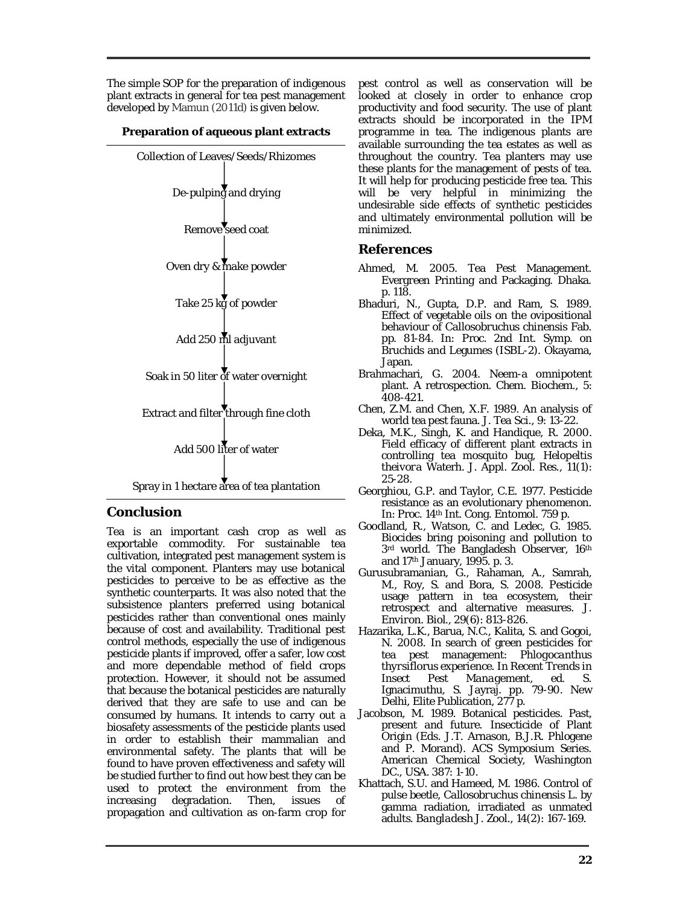The simple SOP for the preparation of indigenous plant extracts in general for tea pest management developed by Mamun (2011d) is given below.

**Preparation of aqueous plant extracts**

Collection of Leaves/Seeds/Rhizomes
↓
De-pulping and drying
↓
Remove seed coat
↓
Oven dry & make powder
↓
Take 25 kg of powder
↓
Add 250 ml adjuvant
↓
Soak in 50 liter of water overnight
↓
Extract and filter through fine cloth
↓
Add 500 liter of water
↓
Spray in 1 hectare area of tea plantation

## Conclusion

Tea is an important cash crop as well as exportable commodity. For sustainable tea cultivation, integrated pest management system is the vital component. Planters may use botanical pesticides to perceive to be as effective as the synthetic counterparts. It was also noted that the subsistence planters preferred using botanical pesticides rather than conventional ones mainly because of cost and availability. Traditional pest control methods, especially the use of indigenous pesticide plants if improved, offer a safer, low cost and more dependable method of field crops protection. However, it should not be assumed that because the botanical pesticides are naturally derived that they are safe to use and can be consumed by humans. It intends to carry out a biosafety assessments of the pesticide plants used in order to establish their mammalian and environmental safety. The plants that will be found to have proven effectiveness and safety will be studied further to find out how best they can be used to protect the environment from the increasing degradation. Then, issues of propagation and cultivation as on-farm crop for pest control as well as conservation will be looked at closely in order to enhance crop productivity and food security. The use of plant extracts should be incorporated in the IPM programme in tea. The indigenous plants are available surrounding the tea estates as well as throughout the country. Tea planters may use these plants for the management of pests of tea. It will help for producing pesticide free tea. This will be very helpful in minimizing the undesirable side effects of synthetic pesticides and ultimately environmental pollution will be minimized.

## References

Ahmed, M. 2005. Tea Pest Management. Evergreen Printing and Packaging. Dhaka. p. 118.

Bhaduri, N., Gupta, D.P. and Ram, S. 1989. Effect of vegetable oils on the ovipositional behaviour of *Callosobruchus chinensis* Fab. pp. 81-84. In: Proc. 2nd Int. Symp. on Bruchids and Legumes (ISBL-2). Okayama, Japan.

Brahmachari, G. 2004. Neem-a omnipotent plant. A retrospection. Chem. Biochem., 5: 408-421.

Chen, Z.M. and Chen, X.F. 1989. An analysis of world tea pest fauna. J. Tea Sci., 9: 13-22.

Deka, M.K., Singh, K. and Handique, R. 2000. Field efficacy of different plant extracts in controlling tea mosquito bug, *Helopeltis theivora* Waterh. J. Appl. Zool. Res., 11(1): 25-28.

Georghiou, G.P. and Taylor, C.E. 1977. Pesticide resistance as an evolutionary phenomenon. In: Proc. 14th Int. Cong. Entomol. 759 p.

Goodland, R., Watson, C. and Ledec, G. 1985. Biocides bring poisoning and pollution to 3rd world. The Bangladesh Observer, 16th and 17th January, 1995. p. 3.

Gurusubramanian, G., Rahaman, A., Samrah, M., Roy, S. and Bora, S. 2008. Pesticide usage pattern in tea ecosystem, their retrospect and alternative measures. J. Environ. Biol., 29(6): 813-826.

Hazarika, L.K., Barua, N.C., Kalita, S. and Gogoi, N. 2008. In search of green pesticides for tea pest management: *Phlogocanthus thyrsiflorus* experience. In *Recent Trends in Insect Pest Management*, ed. S. Ignacimuthu, S. Jayraj. pp. 79-90. New Delhi, Elite Publication, 277 p.

Jacobson, M. 1989. Botanical pesticides. Past, present and future. Insecticide of Plant Origin (Eds. J.T. Arnason, B.J.R. Phlogene and P. Morand). ACS Symposium Series. American Chemical Society, Washington DC., USA. 387: 1-10.

Khattach, S.U. and Hameed, M. 1986. Control of pulse beetle, *Callosobruchus chinensis* L. by gamma radiation, irradiated as unmated adults. *Bangladesh J. Zool.*, 14(2): 167-169.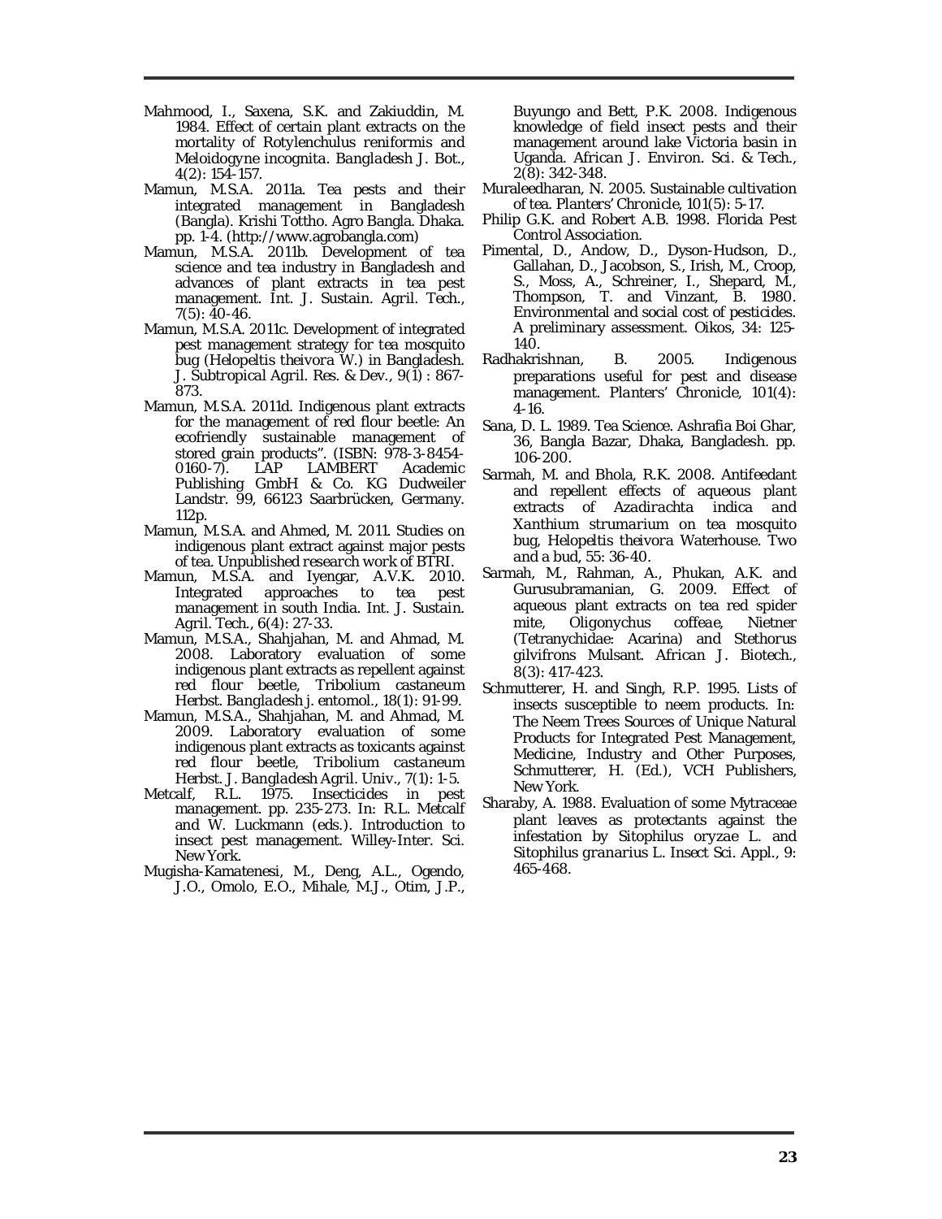Mahmood, I., Saxena, S.K. and Zakiuddin, M. 1984. Effect of certain plant extracts on the mortality of *Rotylenchulus reniformis* and *Meloidogyne incognita*. *Bangladesh J. Bot.*, 4(2): 154-157.

Mamun, M.S.A. 2011a. Tea pests and their integrated management in Bangladesh (Bangla). *Krishi Tottho*. Agro Bangla. Dhaka. pp. 1-4. (http://www.agrobangla.com)

Mamun, M.S.A. 2011b. Development of tea science and tea industry in Bangladesh and advances of plant extracts in tea pest management. *Int. J. Sustain. Agril. Tech.*, 7(5): 40-46.

Mamun, M.S.A. 2011c. Development of integrated pest management strategy for tea mosquito bug (*Helopeltis theivora* W.) in Bangladesh. *J. Subtropical Agril. Res. & Dev.*, 9(1) : 867-873.

Mamun, M.S.A. 2011d. Indigenous plant extracts for the management of red flour beetle: An ecofriendly sustainable management of stored grain products". (ISBN: 978-3-8454-0160-7). LAP LAMBERT Academic Publishing GmbH & Co. KG Dudweiler Landstr. 99, 66123 Saarbrücken, Germany. 112p.

Mamun, M.S.A. and Ahmed, M. 2011. Studies on indigenous plant extract against major pests of tea. Unpublished research work of BTRI.

Mamun, M.S.A. and Iyengar, A.V.K. 2010. Integrated approaches to tea pest management in south India. *Int. J. Sustain. Agril. Tech.*, 6(4): 27-33.

Mamun, M.S.A., Shahjahan, M. and Ahmad, M. 2008. Laboratory evaluation of some indigenous plant extracts as repellent against red flour beetle, *Tribolium castaneum* Herbst. *Bangladesh j. entomol.*, 18(1): 91-99.

Mamun, M.S.A., Shahjahan, M. and Ahmad, M. 2009. Laboratory evaluation of some indigenous plant extracts as toxicants against red flour beetle, *Tribolium castaneum* Herbst. *J. Bangladesh Agril. Univ.*, 7(1): 1-5.

Metcalf, R.L. 1975. Insecticides in pest management. pp. 235-273. In: R.L. Metcalf and W. Luckmann (eds.). Introduction to insect pest management. Willey-Inter. Sci. New York.

Mugisha-Kamatenesi, M., Deng, A.L., Ogendo, J.O., Omolo, E.O., Mihale, M.J., Otim, J.P., Buyungo and Bett, P.K. 2008. Indigenous knowledge of field insect pests and their management around lake Victoria basin in Uganda. *African J. Environ. Sci. & Tech.*, 2(8): 342-348.

Muraleedharan, N. 2005. Sustainable cultivation of tea. *Planters' Chronicle*, 101(5): 5-17.

Philip G.K. and Robert A.B. 1998. Florida Pest Control Association.

Pimental, D., Andow, D., Dyson-Hudson, D., Gallahan, D., Jacobson, S., Irish, M., Croop, S., Moss, A., Schreiner, I., Shepard, M., Thompson, T. and Vinzant, B. 1980. Environmental and social cost of pesticides. A preliminary assessment. Oikos, 34: 125-140.

Radhakrishnan, B. 2005. Indigenous preparations useful for pest and disease management. *Planters' Chronicle*, 101(4): 4-16.

Sana, D. L. 1989. Tea Science. Ashrafia Boi Ghar, 36, Bangla Bazar, Dhaka, Bangladesh. pp. 106-200.

Sarmah, M. and Bhola, R.K. 2008. Antifeedant and repellent effects of aqueous plant extracts of *Azadirachta indica* and *Xanthium strumarium* on tea mosquito bug, *Helopeltis theivora* Waterhouse. *Two and a bud*, 55: 36-40.

Sarmah, M., Rahman, A., Phukan, A.K. and Gurusubramanian, G. 2009. Effect of aqueous plant extracts on tea red spider mite, *Oligonychus coffeae*, Nietner (Tetranychidae: Acarina) and *Stethorus gilvifrons* Mulsant. *African J. Biotech.*, 8(3): 417-423.

Schmutterer, H. and Singh, R.P. 1995. Lists of insects susceptible to neem products. In: The Neem Trees Sources of Unique Natural Products for Integrated Pest Management, Medicine, Industry and Other Purposes, Schmutterer, H. (Ed.), VCH Publishers, New York.

Sharaby, A. 1988. Evaluation of some Mytraceae plant leaves as protectants against the infestation by *Sitophilus oryzae* L. and *Sitophilus granarius* L. Insect Sci. Appl., 9: 465-468.